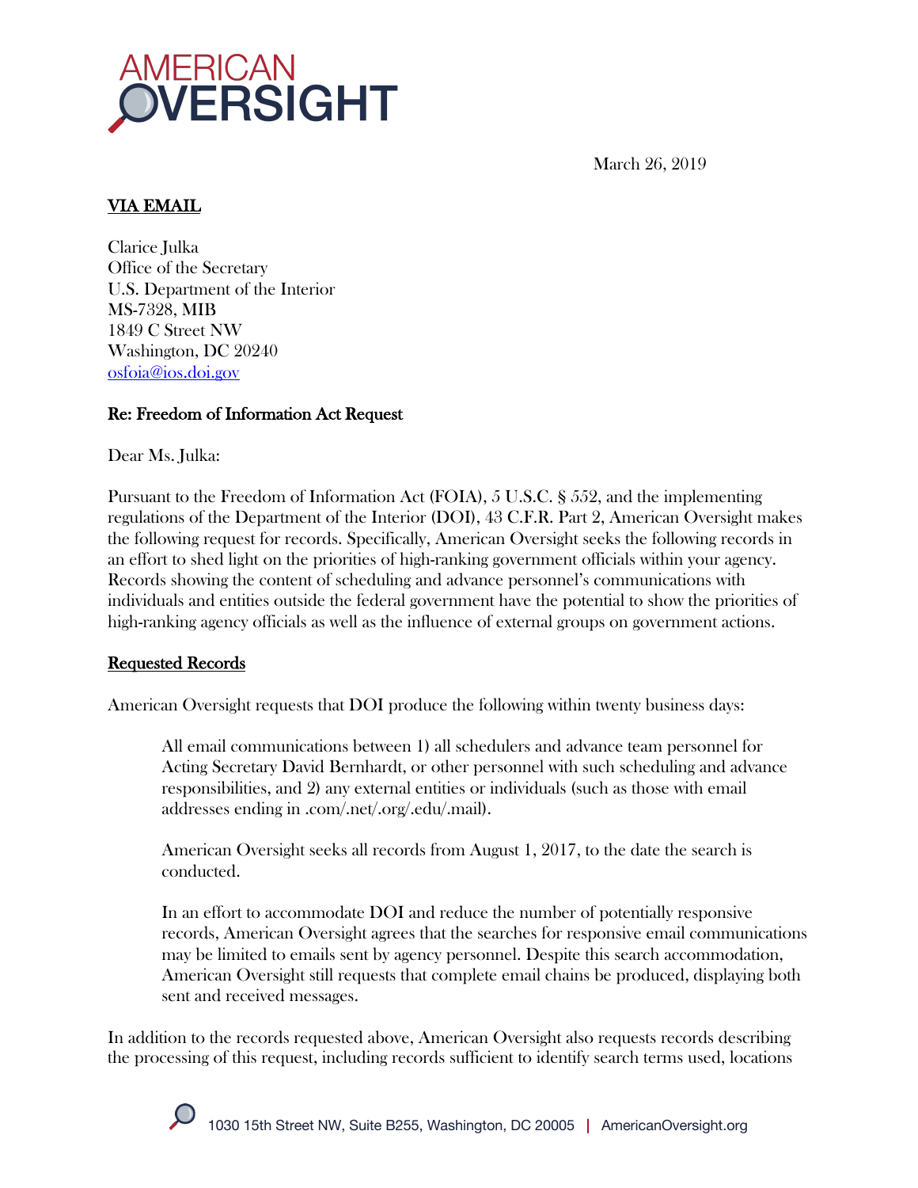AMERICAN OVERSIGHT

March 26, 2019

**VIA EMAIL**

Clarice Julka
Office of the Secretary
U.S. Department of the Interior
MS-7328, MIB
1849 C Street NW
Washington, DC 20240
osfoia@ios.doi.gov

**Re: Freedom of Information Act Request**

Dear Ms. Julka:

Pursuant to the Freedom of Information Act (FOIA), 5 U.S.C. § 552, and the implementing regulations of the Department of the Interior (DOI), 43 C.F.R. Part 2, American Oversight makes the following request for records. Specifically, American Oversight seeks the following records in an effort to shed light on the priorities of high-ranking government officials within your agency. Records showing the content of scheduling and advance personnel's communications with individuals and entities outside the federal government have the potential to show the priorities of high-ranking agency officials as well as the influence of external groups on government actions.

**Requested Records**

American Oversight requests that DOI produce the following within twenty business days:

> All email communications between 1) all schedulers and advance team personnel for Acting Secretary David Bernhardt, or other personnel with such scheduling and advance responsibilities, and 2) any external entities or individuals (such as those with email addresses ending in .com/.net/.org/.edu/.mail).
>
> American Oversight seeks all records from August 1, 2017, to the date the search is conducted.
>
> In an effort to accommodate DOI and reduce the number of potentially responsive records, American Oversight agrees that the searches for responsive email communications may be limited to emails sent by agency personnel. Despite this search accommodation, American Oversight still requests that complete email chains be produced, displaying both sent and received messages.

In addition to the records requested above, American Oversight also requests records describing the processing of this request, including records sufficient to identify search terms used, locations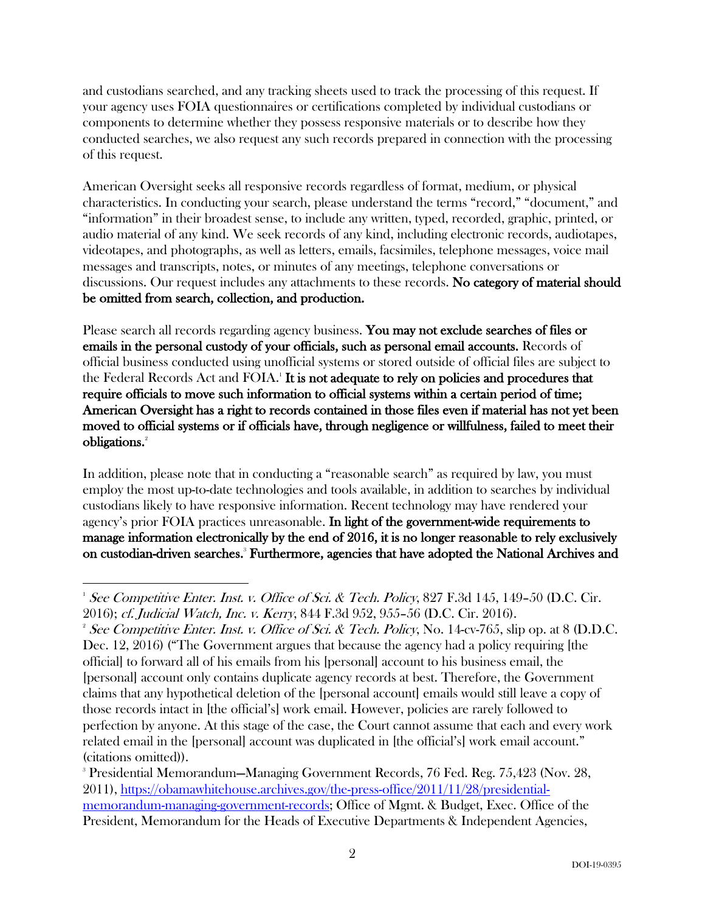and custodians searched, and any tracking sheets used to track the processing of this request. If your agency uses FOIA questionnaires or certifications completed by individual custodians or components to determine whether they possess responsive materials or to describe how they conducted searches, we also request any such records prepared in connection with the processing of this request.

American Oversight seeks all responsive records regardless of format, medium, or physical characteristics. In conducting your search, please understand the terms "record," "document," and "information" in their broadest sense, to include any written, typed, recorded, graphic, printed, or audio material of any kind. We seek records of any kind, including electronic records, audiotapes, videotapes, and photographs, as well as letters, emails, facsimiles, telephone messages, voice mail messages and transcripts, notes, or minutes of any meetings, telephone conversations or discussions. Our request includes any attachments to these records. **No category of material should be omitted from search, collection, and production.**

Please search all records regarding agency business. **You may not exclude searches of files or emails in the personal custody of your officials, such as personal email accounts.** Records of official business conducted using unofficial systems or stored outside of official files are subject to the Federal Records Act and FOIA.[1] **It is not adequate to rely on policies and procedures that require officials to move such information to official systems within a certain period of time; American Oversight has a right to records contained in those files even if material has not yet been moved to official systems or if officials have, through negligence or willfulness, failed to meet their obligations.**[2]

In addition, please note that in conducting a "reasonable search" as required by law, you must employ the most up-to-date technologies and tools available, in addition to searches by individual custodians likely to have responsive information. Recent technology may have rendered your agency's prior FOIA practices unreasonable. **In light of the government-wide requirements to manage information electronically by the end of 2016, it is no longer reasonable to rely exclusively on custodian-driven searches.**[3] **Furthermore, agencies that have adopted the National Archives and**

---

[1] *See Competitive Enter. Inst. v. Office of Sci. & Tech. Policy*, 827 F.3d 145, 149–50 (D.C. Cir. 2016); *cf. Judicial Watch, Inc. v. Kerry*, 844 F.3d 952, 955–56 (D.C. Cir. 2016).

[2] *See Competitive Enter. Inst. v. Office of Sci. & Tech. Policy*, No. 14-cv-765, slip op. at 8 (D.D.C. Dec. 12, 2016) ("The Government argues that because the agency had a policy requiring [the official] to forward all of his emails from his [personal] account to his business email, the [personal] account only contains duplicate agency records at best. Therefore, the Government claims that any hypothetical deletion of the [personal account] emails would still leave a copy of those records intact in [the official's] work email. However, policies are rarely followed to perfection by anyone. At this stage of the case, the Court cannot assume that each and every work related email in the [personal] account was duplicated in [the official's] work email account." (citations omitted)).

[3] Presidential Memorandum—Managing Government Records, 76 Fed. Reg. 75,423 (Nov. 28, 2011), https://obamawhitehouse.archives.gov/the-press-office/2011/11/28/presidential-memorandum-managing-government-records; Office of Mgmt. & Budget, Exec. Office of the President, Memorandum for the Heads of Executive Departments & Independent Agencies,

DOI-19-0395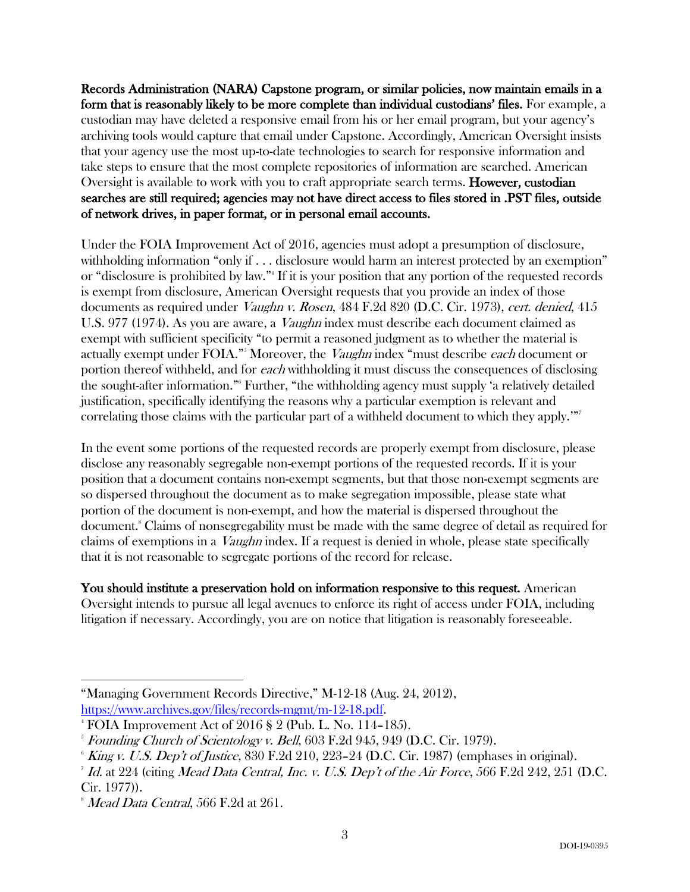**Records Administration (NARA) Capstone program, or similar policies, now maintain emails in a form that is reasonably likely to be more complete than individual custodians' files.** For example, a custodian may have deleted a responsive email from his or her email program, but your agency's archiving tools would capture that email under Capstone. Accordingly, American Oversight insists that your agency use the most up-to-date technologies to search for responsive information and take steps to ensure that the most complete repositories of information are searched. American Oversight is available to work with you to craft appropriate search terms. **However, custodian searches are still required; agencies may not have direct access to files stored in .PST files, outside of network drives, in paper format, or in personal email accounts.**

Under the FOIA Improvement Act of 2016, agencies must adopt a presumption of disclosure, withholding information "only if . . . disclosure would harm an interest protected by an exemption" or "disclosure is prohibited by law."[4] If it is your position that any portion of the requested records is exempt from disclosure, American Oversight requests that you provide an index of those documents as required under *Vaughn v. Rosen*, 484 F.2d 820 (D.C. Cir. 1973), *cert. denied*, 415 U.S. 977 (1974). As you are aware, a *Vaughn* index must describe each document claimed as exempt with sufficient specificity "to permit a reasoned judgment as to whether the material is actually exempt under FOIA."[5] Moreover, the *Vaughn* index "must describe *each* document or portion thereof withheld, and for *each* withholding it must discuss the consequences of disclosing the sought-after information."[6] Further, "the withholding agency must supply 'a relatively detailed justification, specifically identifying the reasons why a particular exemption is relevant and correlating those claims with the particular part of a withheld document to which they apply.'"[7]

In the event some portions of the requested records are properly exempt from disclosure, please disclose any reasonably segregable non-exempt portions of the requested records. If it is your position that a document contains non-exempt segments, but that those non-exempt segments are so dispersed throughout the document as to make segregation impossible, please state what portion of the document is non-exempt, and how the material is dispersed throughout the document.[8] Claims of nonsegregability must be made with the same degree of detail as required for claims of exemptions in a *Vaughn* index. If a request is denied in whole, please state specifically that it is not reasonable to segregate portions of the record for release.

**You should institute a preservation hold on information responsive to this request.** American Oversight intends to pursue all legal avenues to enforce its right of access under FOIA, including litigation if necessary. Accordingly, you are on notice that litigation is reasonably foreseeable.

---

"Managing Government Records Directive," M-12-18 (Aug. 24, 2012), https://www.archives.gov/files/records-mgmt/m-12-18.pdf.

[4] FOIA Improvement Act of 2016 § 2 (Pub. L. No. 114–185).

[5] *Founding Church of Scientology v. Bell*, 603 F.2d 945, 949 (D.C. Cir. 1979).

[6] *King v. U.S. Dep't of Justice*, 830 F.2d 210, 223–24 (D.C. Cir. 1987) (emphases in original).

[7] *Id.* at 224 (citing *Mead Data Central, Inc. v. U.S. Dep't of the Air Force*, 566 F.2d 242, 251 (D.C. Cir. 1977)).

[8] *Mead Data Central*, 566 F.2d at 261.

DOI-19-0395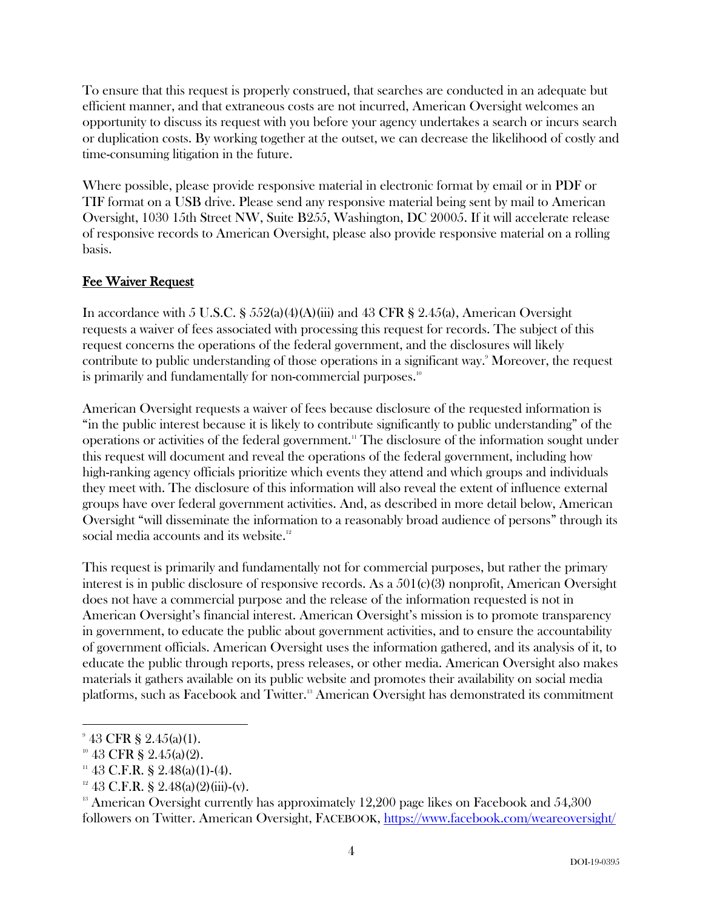To ensure that this request is properly construed, that searches are conducted in an adequate but efficient manner, and that extraneous costs are not incurred, American Oversight welcomes an opportunity to discuss its request with you before your agency undertakes a search or incurs search or duplication costs. By working together at the outset, we can decrease the likelihood of costly and time-consuming litigation in the future.

Where possible, please provide responsive material in electronic format by email or in PDF or TIF format on a USB drive. Please send any responsive material being sent by mail to American Oversight, 1030 15th Street NW, Suite B255, Washington, DC 20005. If it will accelerate release of responsive records to American Oversight, please also provide responsive material on a rolling basis.

## Fee Waiver Request

In accordance with 5 U.S.C. § 552(a)(4)(A)(iii) and 43 CFR § 2.45(a), American Oversight requests a waiver of fees associated with processing this request for records. The subject of this request concerns the operations of the federal government, and the disclosures will likely contribute to public understanding of those operations in a significant way.[9] Moreover, the request is primarily and fundamentally for non-commercial purposes.[10]

American Oversight requests a waiver of fees because disclosure of the requested information is "in the public interest because it is likely to contribute significantly to public understanding" of the operations or activities of the federal government.[11] The disclosure of the information sought under this request will document and reveal the operations of the federal government, including how high-ranking agency officials prioritize which events they attend and which groups and individuals they meet with. The disclosure of this information will also reveal the extent of influence external groups have over federal government activities. And, as described in more detail below, American Oversight "will disseminate the information to a reasonably broad audience of persons" through its social media accounts and its website.[12]

This request is primarily and fundamentally not for commercial purposes, but rather the primary interest is in public disclosure of responsive records. As a 501(c)(3) nonprofit, American Oversight does not have a commercial purpose and the release of the information requested is not in American Oversight's financial interest. American Oversight's mission is to promote transparency in government, to educate the public about government activities, and to ensure the accountability of government officials. American Oversight uses the information gathered, and its analysis of it, to educate the public through reports, press releases, or other media. American Oversight also makes materials it gathers available on its public website and promotes their availability on social media platforms, such as Facebook and Twitter.[13] American Oversight has demonstrated its commitment

---

[9] 43 CFR § 2.45(a)(1).

[10] 43 CFR § 2.45(a)(2).

[11] 43 C.F.R. § 2.48(a)(1)-(4).

[12] 43 C.F.R. § 2.48(a)(2)(iii)-(v).

[13] American Oversight currently has approximately 12,200 page likes on Facebook and 54,300 followers on Twitter. American Oversight, FACEBOOK, https://www.facebook.com/weareoversight/

DOI-19-0395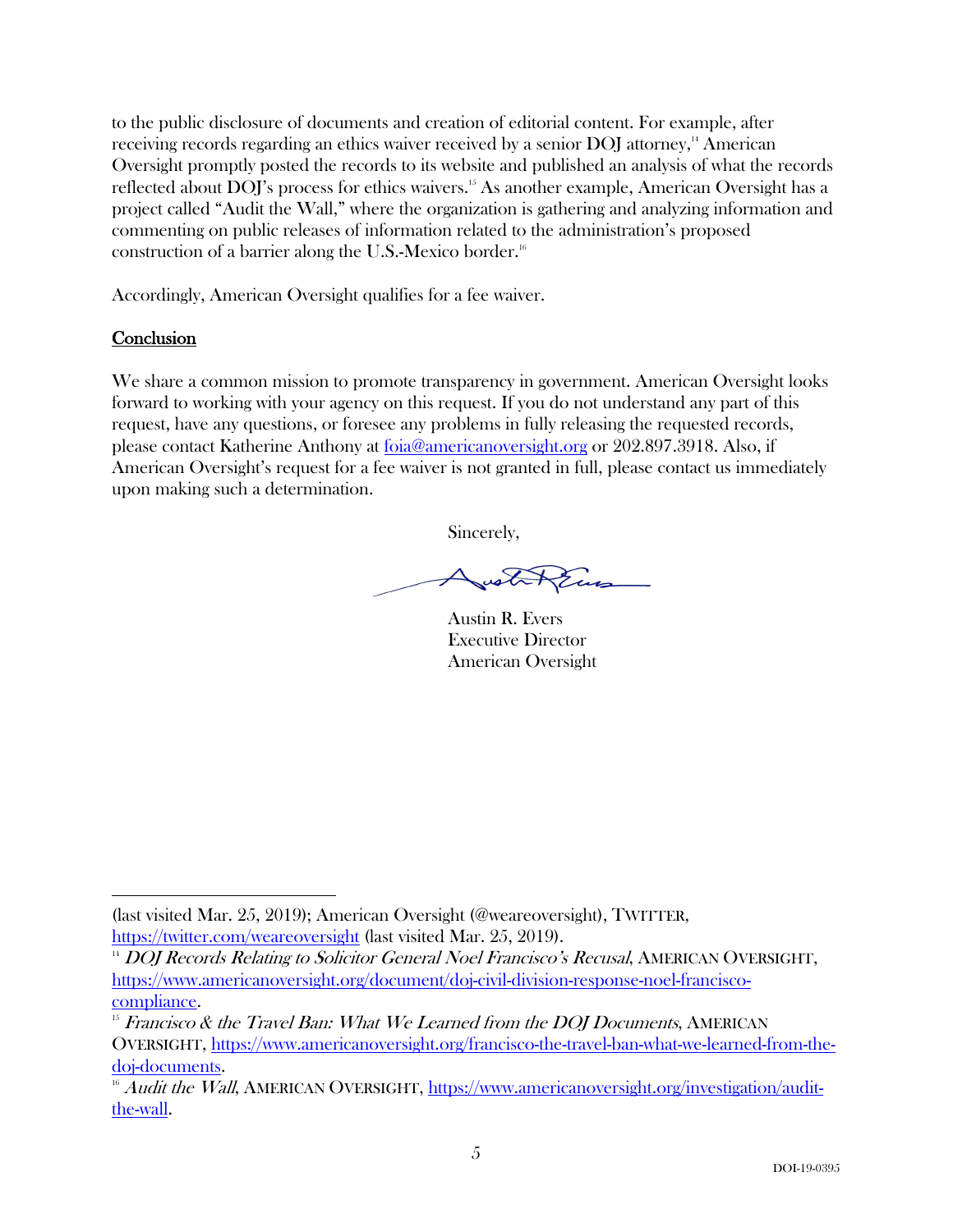to the public disclosure of documents and creation of editorial content. For example, after receiving records regarding an ethics waiver received by a senior DOJ attorney,[14] American Oversight promptly posted the records to its website and published an analysis of what the records reflected about DOJ's process for ethics waivers.[15] As another example, American Oversight has a project called "Audit the Wall," where the organization is gathering and analyzing information and commenting on public releases of information related to the administration's proposed construction of a barrier along the U.S.-Mexico border.[16]

Accordingly, American Oversight qualifies for a fee waiver.

## Conclusion

We share a common mission to promote transparency in government. American Oversight looks forward to working with your agency on this request. If you do not understand any part of this request, have any questions, or foresee any problems in fully releasing the requested records, please contact Katherine Anthony at foia@americanoversight.org or 202.897.3918. Also, if American Oversight's request for a fee waiver is not granted in full, please contact us immediately upon making such a determination.

Sincerely,

Austin R. Evers
Executive Director
American Oversight

---

(last visited Mar. 25, 2019); American Oversight (@weareoversight), TWITTER, https://twitter.com/weareoversight (last visited Mar. 25, 2019).

[14] *DOJ Records Relating to Solicitor General Noel Francisco's Recusal*, AMERICAN OVERSIGHT, https://www.americanoversight.org/document/doj-civil-division-response-noel-francisco-compliance.

[15] *Francisco & the Travel Ban: What We Learned from the DOJ Documents*, AMERICAN OVERSIGHT, https://www.americanoversight.org/francisco-the-travel-ban-what-we-learned-from-the-doj-documents.

[16] *Audit the Wall*, AMERICAN OVERSIGHT, https://www.americanoversight.org/investigation/audit-the-wall.

DOI-19-0395